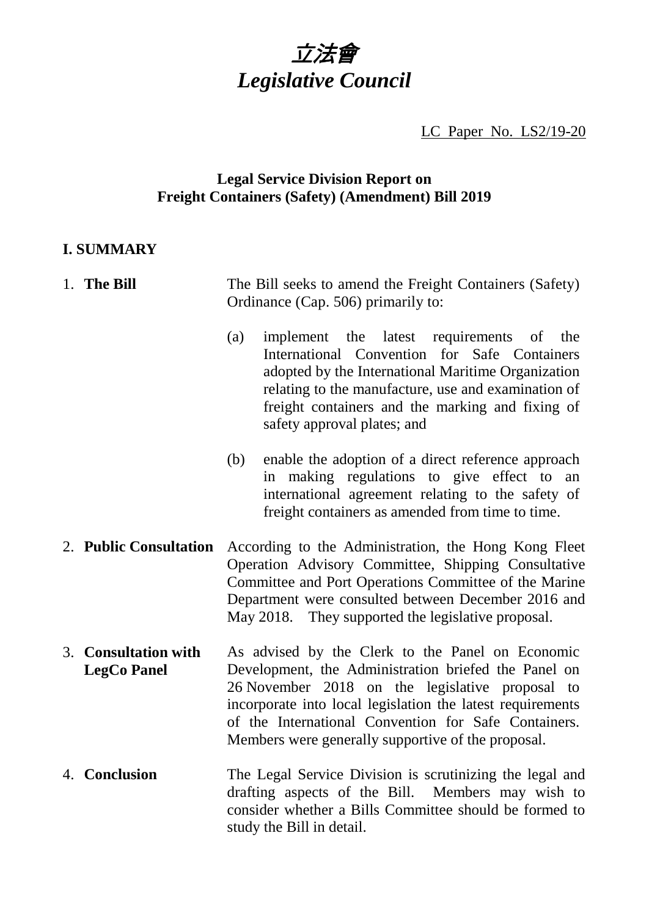# 立法會
# *Legislative Council*

LC Paper No. LS2/19-20

## Legal Service Division Report on Freight Containers (Safety) (Amendment) Bill 2019

### I. SUMMARY

1. **The Bill**

   The Bill seeks to amend the Freight Containers (Safety) Ordinance (Cap. 506) primarily to:

   (a) implement the latest requirements of the International Convention for Safe Containers adopted by the International Maritime Organization relating to the manufacture, use and examination of freight containers and the marking and fixing of safety approval plates; and

   (b) enable the adoption of a direct reference approach in making regulations to give effect to an international agreement relating to the safety of freight containers as amended from time to time.

2. **Public Consultation**

   According to the Administration, the Hong Kong Fleet Operation Advisory Committee, Shipping Consultative Committee and Port Operations Committee of the Marine Department were consulted between December 2016 and May 2018. They supported the legislative proposal.

3. **Consultation with LegCo Panel**

   As advised by the Clerk to the Panel on Economic Development, the Administration briefed the Panel on 26 November 2018 on the legislative proposal to incorporate into local legislation the latest requirements of the International Convention for Safe Containers. Members were generally supportive of the proposal.

4. **Conclusion**

   The Legal Service Division is scrutinizing the legal and drafting aspects of the Bill. Members may wish to consider whether a Bills Committee should be formed to study the Bill in detail.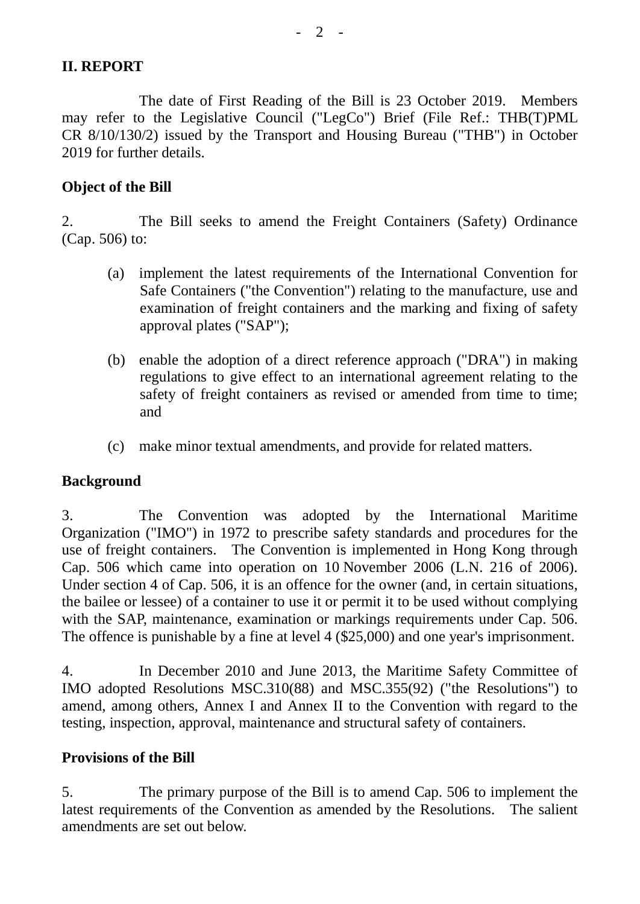## II. REPORT

The date of First Reading of the Bill is 23 October 2019. Members may refer to the Legislative Council ("LegCo") Brief (File Ref.: THB(T)PML CR 8/10/130/2) issued by the Transport and Housing Bureau ("THB") in October 2019 for further details.

### Object of the Bill

2. The Bill seeks to amend the Freight Containers (Safety) Ordinance (Cap. 506) to:

(a) implement the latest requirements of the International Convention for Safe Containers ("the Convention") relating to the manufacture, use and examination of freight containers and the marking and fixing of safety approval plates ("SAP");

(b) enable the adoption of a direct reference approach ("DRA") in making regulations to give effect to an international agreement relating to the safety of freight containers as revised or amended from time to time; and

(c) make minor textual amendments, and provide for related matters.

### Background

3. The Convention was adopted by the International Maritime Organization ("IMO") in 1972 to prescribe safety standards and procedures for the use of freight containers. The Convention is implemented in Hong Kong through Cap. 506 which came into operation on 10 November 2006 (L.N. 216 of 2006). Under section 4 of Cap. 506, it is an offence for the owner (and, in certain situations, the bailee or lessee) of a container to use it or permit it to be used without complying with the SAP, maintenance, examination or markings requirements under Cap. 506. The offence is punishable by a fine at level 4 ($25,000) and one year's imprisonment.

4. In December 2010 and June 2013, the Maritime Safety Committee of IMO adopted Resolutions MSC.310(88) and MSC.355(92) ("the Resolutions") to amend, among others, Annex I and Annex II to the Convention with regard to the testing, inspection, approval, maintenance and structural safety of containers.

### Provisions of the Bill

5. The primary purpose of the Bill is to amend Cap. 506 to implement the latest requirements of the Convention as amended by the Resolutions. The salient amendments are set out below.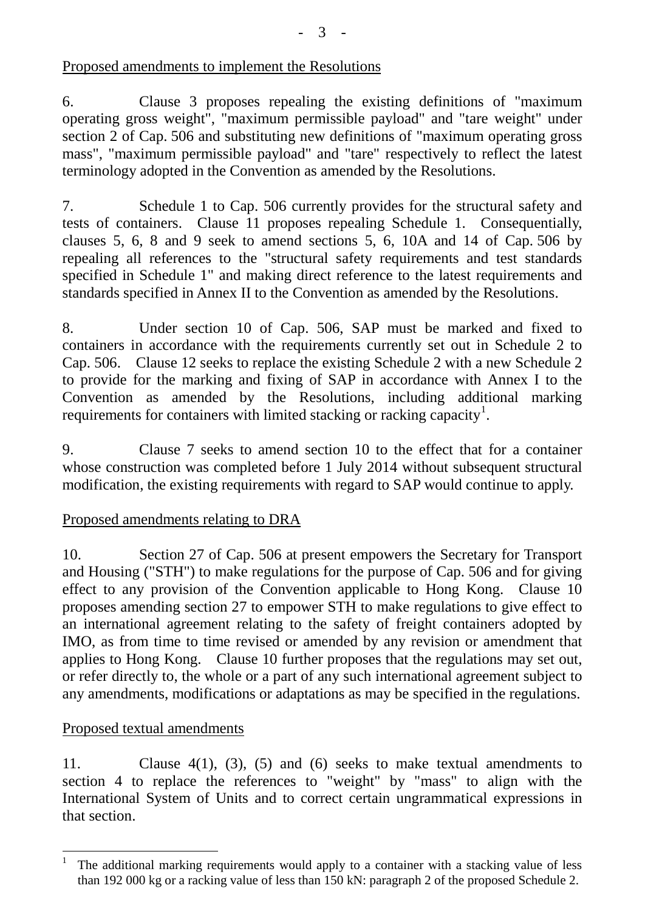Proposed amendments to implement the Resolutions

6. Clause 3 proposes repealing the existing definitions of "maximum operating gross weight", "maximum permissible payload" and "tare weight" under section 2 of Cap. 506 and substituting new definitions of "maximum operating gross mass", "maximum permissible payload" and "tare" respectively to reflect the latest terminology adopted in the Convention as amended by the Resolutions.

7. Schedule 1 to Cap. 506 currently provides for the structural safety and tests of containers. Clause 11 proposes repealing Schedule 1. Consequentially, clauses 5, 6, 8 and 9 seek to amend sections 5, 6, 10A and 14 of Cap. 506 by repealing all references to the "structural safety requirements and test standards specified in Schedule 1" and making direct reference to the latest requirements and standards specified in Annex II to the Convention as amended by the Resolutions.

8. Under section 10 of Cap. 506, SAP must be marked and fixed to containers in accordance with the requirements currently set out in Schedule 2 to Cap. 506. Clause 12 seeks to replace the existing Schedule 2 with a new Schedule 2 to provide for the marking and fixing of SAP in accordance with Annex I to the Convention as amended by the Resolutions, including additional marking requirements for containers with limited stacking or racking capacity[1].

9. Clause 7 seeks to amend section 10 to the effect that for a container whose construction was completed before 1 July 2014 without subsequent structural modification, the existing requirements with regard to SAP would continue to apply.

Proposed amendments relating to DRA

10. Section 27 of Cap. 506 at present empowers the Secretary for Transport and Housing ("STH") to make regulations for the purpose of Cap. 506 and for giving effect to any provision of the Convention applicable to Hong Kong. Clause 10 proposes amending section 27 to empower STH to make regulations to give effect to an international agreement relating to the safety of freight containers adopted by IMO, as from time to time revised or amended by any revision or amendment that applies to Hong Kong. Clause 10 further proposes that the regulations may set out, or refer directly to, the whole or a part of any such international agreement subject to any amendments, modifications or adaptations as may be specified in the regulations.

Proposed textual amendments

11. Clause 4(1), (3), (5) and (6) seeks to make textual amendments to section 4 to replace the references to "weight" by "mass" to align with the International System of Units and to correct certain ungrammatical expressions in that section.

---

[1] The additional marking requirements would apply to a container with a stacking value of less than 192 000 kg or a racking value of less than 150 kN: paragraph 2 of the proposed Schedule 2.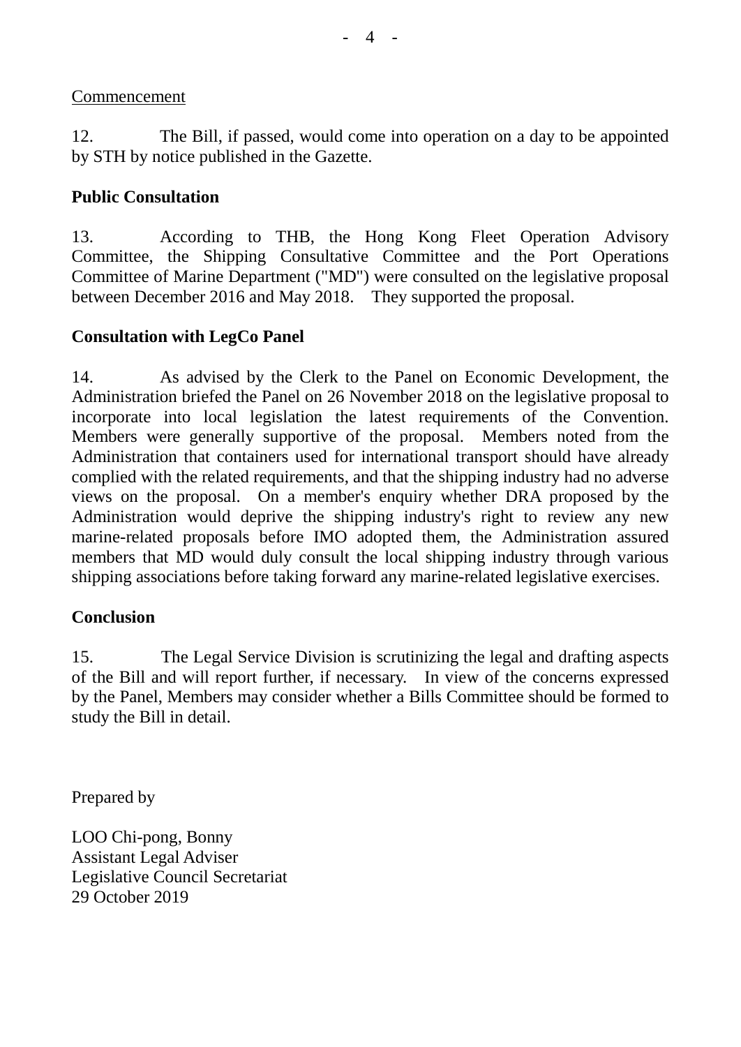Commencement

12. The Bill, if passed, would come into operation on a day to be appointed by STH by notice published in the Gazette.

**Public Consultation**

13. According to THB, the Hong Kong Fleet Operation Advisory Committee, the Shipping Consultative Committee and the Port Operations Committee of Marine Department ("MD") were consulted on the legislative proposal between December 2016 and May 2018. They supported the proposal.

**Consultation with LegCo Panel**

14. As advised by the Clerk to the Panel on Economic Development, the Administration briefed the Panel on 26 November 2018 on the legislative proposal to incorporate into local legislation the latest requirements of the Convention. Members were generally supportive of the proposal. Members noted from the Administration that containers used for international transport should have already complied with the related requirements, and that the shipping industry had no adverse views on the proposal. On a member's enquiry whether DRA proposed by the Administration would deprive the shipping industry's right to review any new marine-related proposals before IMO adopted them, the Administration assured members that MD would duly consult the local shipping industry through various shipping associations before taking forward any marine-related legislative exercises.

**Conclusion**

15. The Legal Service Division is scrutinizing the legal and drafting aspects of the Bill and will report further, if necessary. In view of the concerns expressed by the Panel, Members may consider whether a Bills Committee should be formed to study the Bill in detail.

Prepared by

LOO Chi-pong, Bonny
Assistant Legal Adviser
Legislative Council Secretariat
29 October 2019